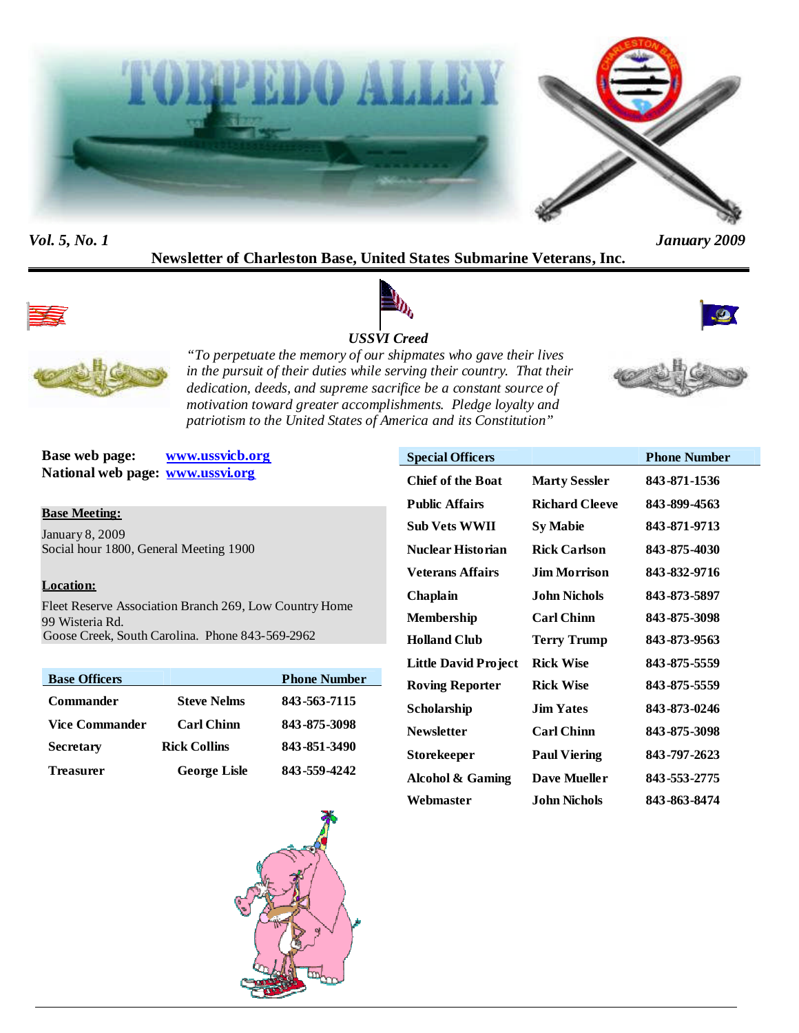# TORPEDO ALLEY

*Vol. 5, No. 1* *January 2009*

**Newsletter of Charleston Base, United States Submarine Veterans, Inc.**

***USSVI Creed***

*"To perpetuate the memory of our shipmates who gave their lives in the pursuit of their duties while serving their country. That their dedication, deeds, and supreme sacrifice be a constant source of motivation toward greater accomplishments. Pledge loyalty and patriotism to the United States of America and its Constitution"*

**Base web page:** [www.ussvicb.org](http://www.ussvicb.org)
**National web page:** [www.ussvi.org](http://www.ussvi.org)

**Base Meeting:**

January 8, 2009
Social hour 1800, General Meeting 1900

**Location:**

Fleet Reserve Association Branch 269, Low Country Home
99 Wisteria Rd.
Goose Creek, South Carolina. Phone 843-569-2962

| Base Officers | | Phone Number |
|---|---|---|
| Commander | Steve Nelms | 843-563-7115 |
| Vice Commander | Carl Chinn | 843-875-3098 |
| Secretary | Rick Collins | 843-851-3490 |
| Treasurer | George Lisle | 843-559-4242 |

| Special Officers | | Phone Number |
|---|---|---|
| Chief of the Boat | Marty Sessler | 843-871-1536 |
| Public Affairs | Richard Cleeve | 843-899-4563 |
| Sub Vets WWII | Sy Mabie | 843-871-9713 |
| Nuclear Historian | Rick Carlson | 843-875-4030 |
| Veterans Affairs | Jim Morrison | 843-832-9716 |
| Chaplain | John Nichols | 843-873-5897 |
| Membership | Carl Chinn | 843-875-3098 |
| Holland Club | Terry Trump | 843-873-9563 |
| Little David Project | Rick Wise | 843-875-5559 |
| Roving Reporter | Rick Wise | 843-875-5559 |
| Scholarship | Jim Yates | 843-873-0246 |
| Newsletter | Carl Chinn | 843-875-3098 |
| Storekeeper | Paul Viering | 843-797-2623 |
| Alcohol & Gaming | Dave Mueller | 843-553-2775 |
| Webmaster | John Nichols | 843-863-8474 |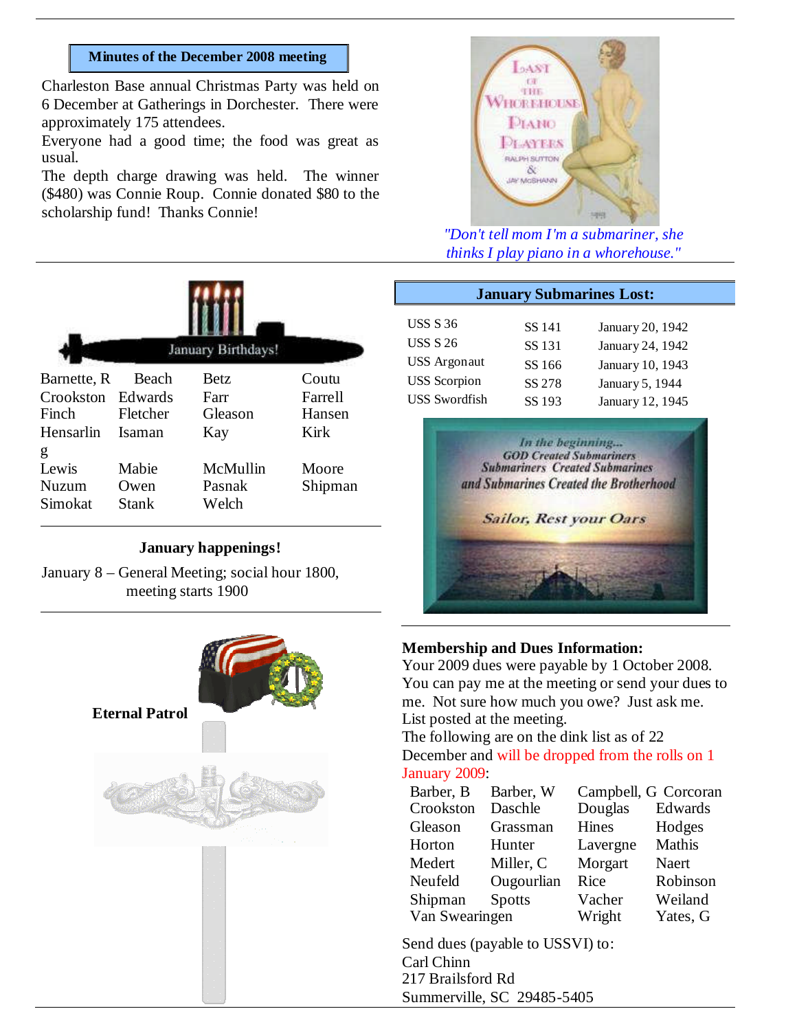## Minutes of the December 2008 meeting

Charleston Base annual Christmas Party was held on 6 December at Gatherings in Dorchester. There were approximately 175 attendees.

Everyone had a good time; the food was great as usual.

The depth charge drawing was held. The winner ($480) was Connie Roup. Connie donated $80 to the scholarship fund! Thanks Connie!

*"Don't tell mom I'm a submariner, she thinks I play piano in a whorehouse."*

## January Birthdays!

| | | | |
|---|---|---|---|
| Barnette, R | Beach | Betz | Coutu |
| Crookston | Edwards | Farr | Farrell |
| Finch | Fletcher | Gleason | Hansen |
| Hensarling | Isaman | Kay | Kirk |
| Lewis | Mabie | McMullin | Moore |
| Nuzum | Owen | Pasnak | Shipman |
| Simokat | Stank | Welch | |

## January happenings!

January 8 – General Meeting; social hour 1800, meeting starts 1900

## Eternal Patrol

## January Submarines Lost:

| | | |
|---|---|---|
| USS S 36 | SS 141 | January 20, 1942 |
| USS S 26 | SS 131 | January 24, 1942 |
| USS Argonaut | SS 166 | January 10, 1943 |
| USS Scorpion | SS 278 | January 5, 1944 |
| USS Swordfish | SS 193 | January 12, 1945 |

*In the beginning...*
*GOD Created Submariners*
*Submariners Created Submarines*
*and Submarines Created the Brotherhood*

*Sailor, Rest your Oars*

## Membership and Dues Information:

Your 2009 dues were payable by 1 October 2008. You can pay me at the meeting or send your dues to me. Not sure how much you owe? Just ask me. List posted at the meeting.

The following are on the dink list as of 22 December and will be dropped from the rolls on 1 January 2009:

| | | | |
|---|---|---|---|
| Barber, B | Barber, W | Campbell, G | Corcoran |
| Crookston | Daschle | Douglas | Edwards |
| Gleason | Grassman | Hines | Hodges |
| Horton | Hunter | Lavergne | Mathis |
| Medert | Miller, C | Morgart | Naert |
| Neufeld | Ougourlian | Rice | Robinson |
| Shipman | Spotts | Vacher | Weiland |
| Van Swearingen | | Wright | Yates, G |

Send dues (payable to USSVI) to:
Carl Chinn
217 Brailsford Rd
Summerville, SC 29485-5405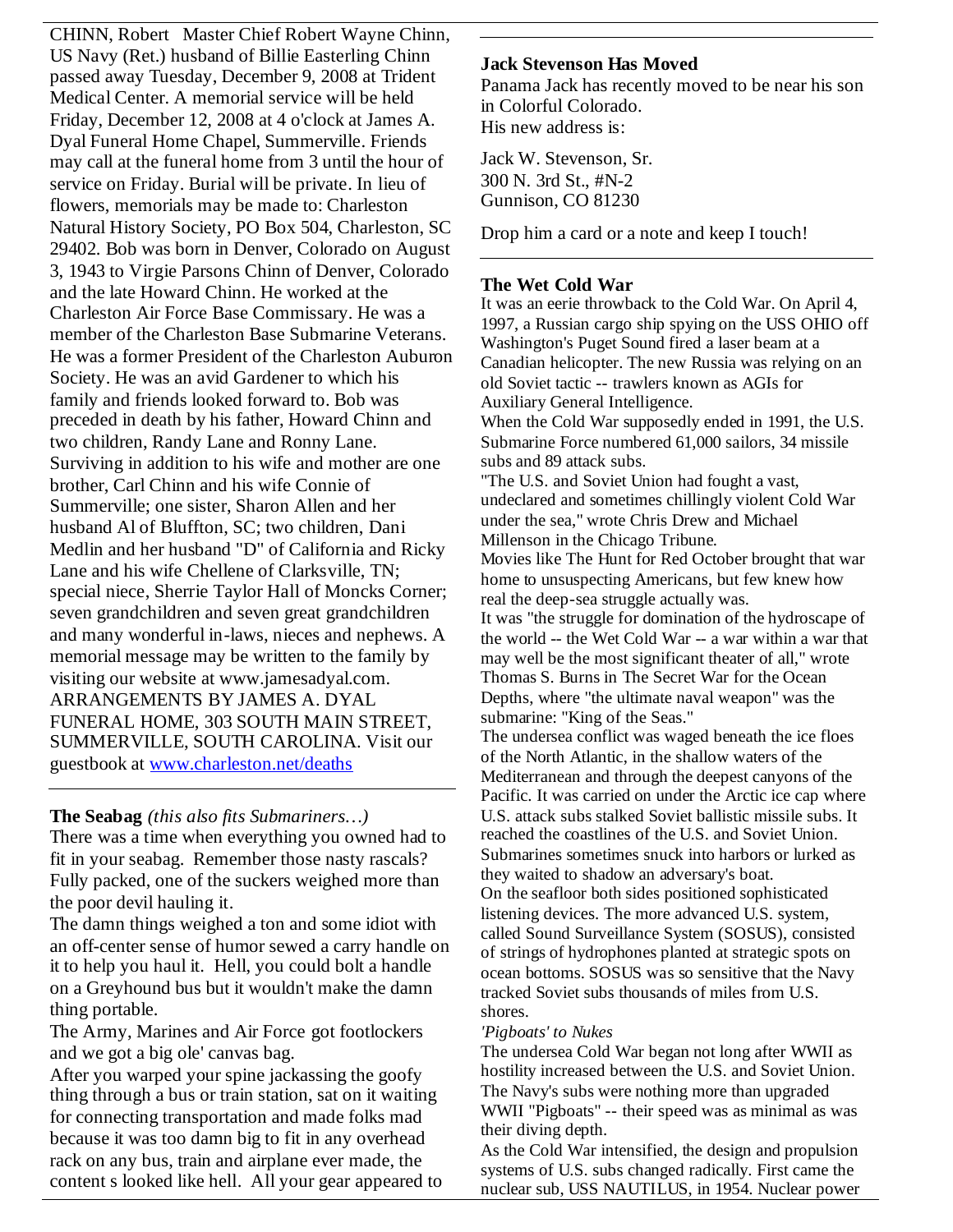CHINN, Robert Master Chief Robert Wayne Chinn, US Navy (Ret.) husband of Billie Easterling Chinn passed away Tuesday, December 9, 2008 at Trident Medical Center. A memorial service will be held Friday, December 12, 2008 at 4 o'clock at James A. Dyal Funeral Home Chapel, Summerville. Friends may call at the funeral home from 3 until the hour of service on Friday. Burial will be private. In lieu of flowers, memorials may be made to: Charleston Natural History Society, PO Box 504, Charleston, SC 29402. Bob was born in Denver, Colorado on August 3, 1943 to Virgie Parsons Chinn of Denver, Colorado and the late Howard Chinn. He worked at the Charleston Air Force Base Commissary. He was a member of the Charleston Base Submarine Veterans. He was a former President of the Charleston Auburon Society. He was an avid Gardener to which his family and friends looked forward to. Bob was preceded in death by his father, Howard Chinn and two children, Randy Lane and Ronny Lane. Surviving in addition to his wife and mother are one brother, Carl Chinn and his wife Connie of Summerville; one sister, Sharon Allen and her husband Al of Bluffton, SC; two children, Dani Medlin and her husband "D" of California and Ricky Lane and his wife Chellene of Clarksville, TN; special niece, Sherrie Taylor Hall of Moncks Corner; seven grandchildren and seven great grandchildren and many wonderful in-laws, nieces and nephews. A memorial message may be written to the family by visiting our website at www.jamesadyal.com. ARRANGEMENTS BY JAMES A. DYAL FUNERAL HOME, 303 SOUTH MAIN STREET, SUMMERVILLE, SOUTH CAROLINA. Visit our guestbook at www.charleston.net/deaths

---

**The Seabag** *(this also fits Submariners…)*

There was a time when everything you owned had to fit in your seabag. Remember those nasty rascals? Fully packed, one of the suckers weighed more than the poor devil hauling it.

The damn things weighed a ton and some idiot with an off-center sense of humor sewed a carry handle on it to help you haul it. Hell, you could bolt a handle on a Greyhound bus but it wouldn't make the damn thing portable.

The Army, Marines and Air Force got footlockers and we got a big ole' canvas bag.

After you warped your spine jackassing the goofy thing through a bus or train station, sat on it waiting for connecting transportation and made folks mad because it was too damn big to fit in any overhead rack on any bus, train and airplane ever made, the content s looked like hell. All your gear appeared to

---

**Jack Stevenson Has Moved**

Panama Jack has recently moved to be near his son in Colorful Colorado.
His new address is:

Jack W. Stevenson, Sr.
300 N. 3rd St., #N-2
Gunnison, CO 81230

Drop him a card or a note and keep I touch!

---

**The Wet Cold War**

It was an eerie throwback to the Cold War. On April 4, 1997, a Russian cargo ship spying on the USS OHIO off Washington's Puget Sound fired a laser beam at a Canadian helicopter. The new Russia was relying on an old Soviet tactic -- trawlers known as AGIs for Auxiliary General Intelligence.

When the Cold War supposedly ended in 1991, the U.S. Submarine Force numbered 61,000 sailors, 34 missile subs and 89 attack subs.

"The U.S. and Soviet Union had fought a vast, undeclared and sometimes chillingly violent Cold War under the sea," wrote Chris Drew and Michael Millenson in the Chicago Tribune.

Movies like The Hunt for Red October brought that war home to unsuspecting Americans, but few knew how real the deep-sea struggle actually was.

It was "the struggle for domination of the hydroscape of the world -- the Wet Cold War -- a war within a war that may well be the most significant theater of all," wrote Thomas S. Burns in The Secret War for the Ocean Depths, where "the ultimate naval weapon" was the submarine: "King of the Seas."

The undersea conflict was waged beneath the ice floes of the North Atlantic, in the shallow waters of the Mediterranean and through the deepest canyons of the Pacific. It was carried on under the Arctic ice cap where U.S. attack subs stalked Soviet ballistic missile subs. It reached the coastlines of the U.S. and Soviet Union. Submarines sometimes snuck into harbors or lurked as they waited to shadow an adversary's boat.

On the seafloor both sides positioned sophisticated listening devices. The more advanced U.S. system, called Sound Surveillance System (SOSUS), consisted of strings of hydrophones planted at strategic spots on ocean bottoms. SOSUS was so sensitive that the Navy tracked Soviet subs thousands of miles from U.S. shores.

*'Pigboats' to Nukes*

The undersea Cold War began not long after WWII as hostility increased between the U.S. and Soviet Union. The Navy's subs were nothing more than upgraded WWII "Pigboats" -- their speed was as minimal as was their diving depth.

As the Cold War intensified, the design and propulsion systems of U.S. subs changed radically. First came the nuclear sub, USS NAUTILUS, in 1954. Nuclear power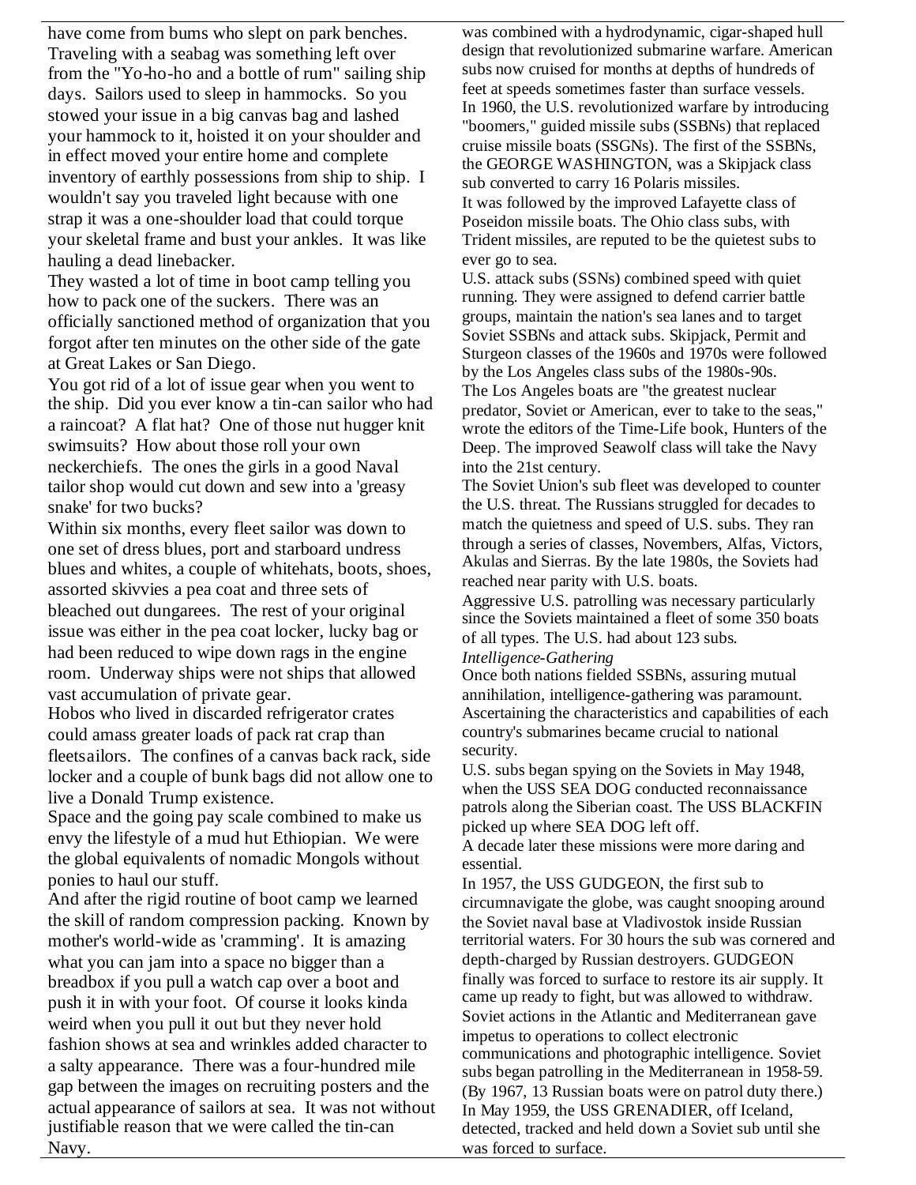have come from bums who slept on park benches. Traveling with a seabag was something left over from the "Yo-ho-ho and a bottle of rum" sailing ship days. Sailors used to sleep in hammocks. So you stowed your issue in a big canvas bag and lashed your hammock to it, hoisted it on your shoulder and in effect moved your entire home and complete inventory of earthly possessions from ship to ship. I wouldn't say you traveled light because with one strap it was a one-shoulder load that could torque your skeletal frame and bust your ankles. It was like hauling a dead linebacker.

They wasted a lot of time in boot camp telling you how to pack one of the suckers. There was an officially sanctioned method of organization that you forgot after ten minutes on the other side of the gate at Great Lakes or San Diego.

You got rid of a lot of issue gear when you went to the ship. Did you ever know a tin-can sailor who had a raincoat? A flat hat? One of those nut hugger knit swimsuits? How about those roll your own neckerchiefs. The ones the girls in a good Naval tailor shop would cut down and sew into a 'greasy snake' for two bucks?

Within six months, every fleet sailor was down to one set of dress blues, port and starboard undress blues and whites, a couple of whitehats, boots, shoes, assorted skivvies a pea coat and three sets of bleached out dungarees. The rest of your original issue was either in the pea coat locker, lucky bag or had been reduced to wipe down rags in the engine room. Underway ships were not ships that allowed vast accumulation of private gear.

Hobos who lived in discarded refrigerator crates could amass greater loads of pack rat crap than fleetsailors. The confines of a canvas back rack, side locker and a couple of bunk bags did not allow one to live a Donald Trump existence.

Space and the going pay scale combined to make us envy the lifestyle of a mud hut Ethiopian. We were the global equivalents of nomadic Mongols without ponies to haul our stuff.

And after the rigid routine of boot camp we learned the skill of random compression packing. Known by mother's world-wide as 'cramming'. It is amazing what you can jam into a space no bigger than a breadbox if you pull a watch cap over a boot and push it in with your foot. Of course it looks kinda weird when you pull it out but they never hold fashion shows at sea and wrinkles added character to a salty appearance. There was a four-hundred mile gap between the images on recruiting posters and the actual appearance of sailors at sea. It was not without justifiable reason that we were called the tin-can Navy.

was combined with a hydrodynamic, cigar-shaped hull design that revolutionized submarine warfare. American subs now cruised for months at depths of hundreds of feet at speeds sometimes faster than surface vessels.

In 1960, the U.S. revolutionized warfare by introducing "boomers," guided missile subs (SSBNs) that replaced cruise missile boats (SSGNs). The first of the SSBNs, the GEORGE WASHINGTON, was a Skipjack class sub converted to carry 16 Polaris missiles.

It was followed by the improved Lafayette class of Poseidon missile boats. The Ohio class subs, with Trident missiles, are reputed to be the quietest subs to ever go to sea.

U.S. attack subs (SSNs) combined speed with quiet running. They were assigned to defend carrier battle groups, maintain the nation's sea lanes and to target Soviet SSBNs and attack subs. Skipjack, Permit and Sturgeon classes of the 1960s and 1970s were followed by the Los Angeles class subs of the 1980s-90s.

The Los Angeles boats are "the greatest nuclear predator, Soviet or American, ever to take to the seas," wrote the editors of the Time-Life book, Hunters of the Deep. The improved Seawolf class will take the Navy into the 21st century.

The Soviet Union's sub fleet was developed to counter the U.S. threat. The Russians struggled for decades to match the quietness and speed of U.S. subs. They ran through a series of classes, Novembers, Alfas, Victors, Akulas and Sierras. By the late 1980s, the Soviets had reached near parity with U.S. boats.

Aggressive U.S. patrolling was necessary particularly since the Soviets maintained a fleet of some 350 boats of all types. The U.S. had about 123 subs.

*Intelligence-Gathering*

Once both nations fielded SSBNs, assuring mutual annihilation, intelligence-gathering was paramount. Ascertaining the characteristics and capabilities of each country's submarines became crucial to national security.

U.S. subs began spying on the Soviets in May 1948, when the USS SEA DOG conducted reconnaissance patrols along the Siberian coast. The USS BLACKFIN picked up where SEA DOG left off.

A decade later these missions were more daring and essential.

In 1957, the USS GUDGEON, the first sub to circumnavigate the globe, was caught snooping around the Soviet naval base at Vladivostok inside Russian territorial waters. For 30 hours the sub was cornered and depth-charged by Russian destroyers. GUDGEON finally was forced to surface to restore its air supply. It came up ready to fight, but was allowed to withdraw.

Soviet actions in the Atlantic and Mediterranean gave impetus to operations to collect electronic communications and photographic intelligence. Soviet subs began patrolling in the Mediterranean in 1958-59. (By 1967, 13 Russian boats were on patrol duty there.)

In May 1959, the USS GRENADIER, off Iceland, detected, tracked and held down a Soviet sub until she was forced to surface.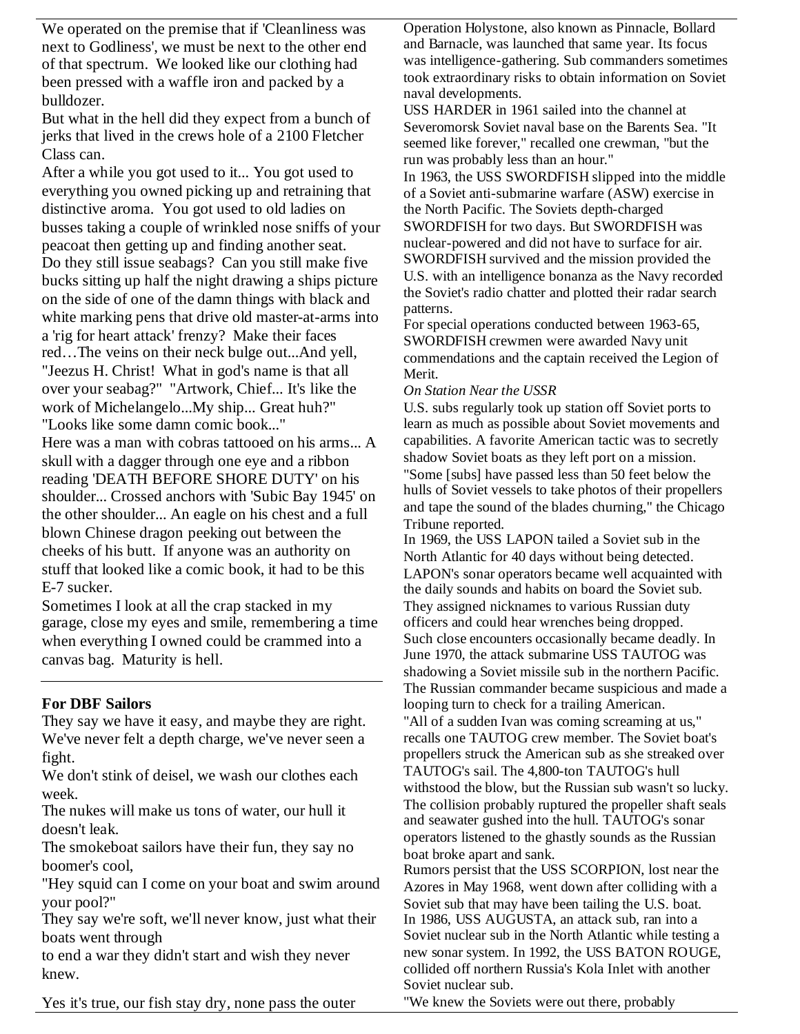We operated on the premise that if 'Cleanliness was next to Godliness', we must be next to the other end of that spectrum. We looked like our clothing had been pressed with a waffle iron and packed by a bulldozer.

But what in the hell did they expect from a bunch of jerks that lived in the crews hole of a 2100 Fletcher Class can.

After a while you got used to it... You got used to everything you owned picking up and retraining that distinctive aroma. You got used to old ladies on busses taking a couple of wrinkled nose sniffs of your peacoat then getting up and finding another seat.

Do they still issue seabags? Can you still make five bucks sitting up half the night drawing a ships picture on the side of one of the damn things with black and white marking pens that drive old master-at-arms into a 'rig for heart attack' frenzy? Make their faces red…The veins on their neck bulge out...And yell, "Jeezus H. Christ! What in god's name is that all over your seabag?" "Artwork, Chief... It's like the work of Michelangelo...My ship... Great huh?" "Looks like some damn comic book..."

Here was a man with cobras tattooed on his arms... A skull with a dagger through one eye and a ribbon reading 'DEATH BEFORE SHORE DUTY' on his shoulder... Crossed anchors with 'Subic Bay 1945' on the other shoulder... An eagle on his chest and a full blown Chinese dragon peeking out between the cheeks of his butt. If anyone was an authority on stuff that looked like a comic book, it had to be this E-7 sucker.

Sometimes I look at all the crap stacked in my garage, close my eyes and smile, remembering a time when everything I owned could be crammed into a canvas bag. Maturity is hell.

---

**For DBF Sailors**

They say we have it easy, and maybe they are right. We've never felt a depth charge, we've never seen a fight.

We don't stink of deisel, we wash our clothes each week.

The nukes will make us tons of water, our hull it doesn't leak.

The smokeboat sailors have their fun, they say no boomer's cool,

"Hey squid can I come on your boat and swim around your pool?"

They say we're soft, we'll never know, just what their boats went through

to end a war they didn't start and wish they never knew.

Yes it's true, our fish stay dry, none pass the outer

Operation Holystone, also known as Pinnacle, Bollard and Barnacle, was launched that same year. Its focus was intelligence-gathering. Sub commanders sometimes took extraordinary risks to obtain information on Soviet naval developments.

USS HARDER in 1961 sailed into the channel at Severomorsk Soviet naval base on the Barents Sea. "It seemed like forever," recalled one crewman, "but the run was probably less than an hour."

In 1963, the USS SWORDFISH slipped into the middle of a Soviet anti-submarine warfare (ASW) exercise in the North Pacific. The Soviets depth-charged SWORDFISH for two days. But SWORDFISH was nuclear-powered and did not have to surface for air. SWORDFISH survived and the mission provided the U.S. with an intelligence bonanza as the Navy recorded the Soviet's radio chatter and plotted their radar search patterns.

For special operations conducted between 1963-65, SWORDFISH crewmen were awarded Navy unit commendations and the captain received the Legion of Merit.

*On Station Near the USSR*

U.S. subs regularly took up station off Soviet ports to learn as much as possible about Soviet movements and capabilities. A favorite American tactic was to secretly shadow Soviet boats as they left port on a mission. "Some [subs] have passed less than 50 feet below the hulls of Soviet vessels to take photos of their propellers and tape the sound of the blades churning," the Chicago Tribune reported.

In 1969, the USS LAPON tailed a Soviet sub in the North Atlantic for 40 days without being detected. LAPON's sonar operators became well acquainted with the daily sounds and habits on board the Soviet sub. They assigned nicknames to various Russian duty officers and could hear wrenches being dropped.

Such close encounters occasionally became deadly. In June 1970, the attack submarine USS TAUTOG was shadowing a Soviet missile sub in the northern Pacific. The Russian commander became suspicious and made a looping turn to check for a trailing American.

"All of a sudden Ivan was coming screaming at us," recalls one TAUTOG crew member. The Soviet boat's propellers struck the American sub as she streaked over TAUTOG's sail. The 4,800-ton TAUTOG's hull withstood the blow, but the Russian sub wasn't so lucky. The collision probably ruptured the propeller shaft seals and seawater gushed into the hull. TAUTOG's sonar operators listened to the ghastly sounds as the Russian boat broke apart and sank.

Rumors persist that the USS SCORPION, lost near the Azores in May 1968, went down after colliding with a Soviet sub that may have been tailing the U.S. boat.

In 1986, USS AUGUSTA, an attack sub, ran into a Soviet nuclear sub in the North Atlantic while testing a new sonar system. In 1992, the USS BATON ROUGE, collided off northern Russia's Kola Inlet with another Soviet nuclear sub.

"We knew the Soviets were out there, probably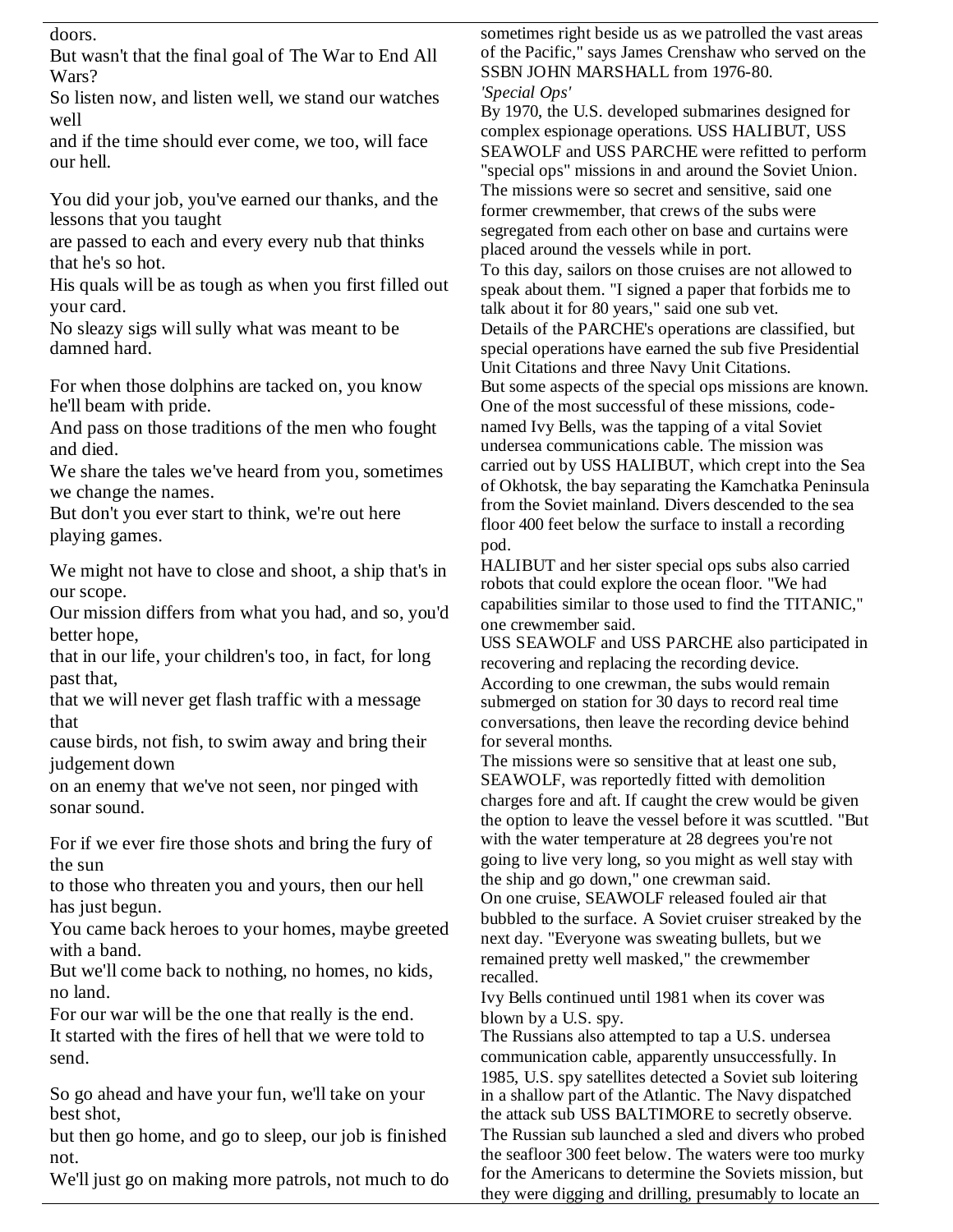doors.
But wasn't that the final goal of The War to End All Wars?
So listen now, and listen well, we stand our watches well
and if the time should ever come, we too, will face our hell.

You did your job, you've earned our thanks, and the lessons that you taught
are passed to each and every every nub that thinks that he's so hot.
His quals will be as tough as when you first filled out your card.
No sleazy sigs will sully what was meant to be damned hard.

For when those dolphins are tacked on, you know he'll beam with pride.
And pass on those traditions of the men who fought and died.
We share the tales we've heard from you, sometimes we change the names.
But don't you ever start to think, we're out here playing games.

We might not have to close and shoot, a ship that's in our scope.
Our mission differs from what you had, and so, you'd better hope,
that in our life, your children's too, in fact, for long past that,
that we will never get flash traffic with a message that
cause birds, not fish, to swim away and bring their judgement down
on an enemy that we've not seen, nor pinged with sonar sound.

For if we ever fire those shots and bring the fury of the sun
to those who threaten you and yours, then our hell has just begun.
You came back heroes to your homes, maybe greeted with a band.
But we'll come back to nothing, no homes, no kids, no land.
For our war will be the one that really is the end.
It started with the fires of hell that we were told to send.

So go ahead and have your fun, we'll take on your best shot,
but then go home, and go to sleep, our job is finished not.
We'll just go on making more patrols, not much to do

sometimes right beside us as we patrolled the vast areas of the Pacific," says James Crenshaw who served on the SSBN JOHN MARSHALL from 1976-80.

*'Special Ops'*

By 1970, the U.S. developed submarines designed for complex espionage operations. USS HALIBUT, USS SEAWOLF and USS PARCHE were refitted to perform "special ops" missions in and around the Soviet Union. The missions were so secret and sensitive, said one former crewmember, that crews of the subs were segregated from each other on base and curtains were placed around the vessels while in port.

To this day, sailors on those cruises are not allowed to speak about them. "I signed a paper that forbids me to talk about it for 80 years," said one sub vet.

Details of the PARCHE's operations are classified, but special operations have earned the sub five Presidential Unit Citations and three Navy Unit Citations.

But some aspects of the special ops missions are known. One of the most successful of these missions, code-named Ivy Bells, was the tapping of a vital Soviet undersea communications cable. The mission was carried out by USS HALIBUT, which crept into the Sea of Okhotsk, the bay separating the Kamchatka Peninsula from the Soviet mainland. Divers descended to the sea floor 400 feet below the surface to install a recording pod.

HALIBUT and her sister special ops subs also carried robots that could explore the ocean floor. "We had capabilities similar to those used to find the TITANIC," one crewmember said.

USS SEAWOLF and USS PARCHE also participated in recovering and replacing the recording device.

According to one crewman, the subs would remain submerged on station for 30 days to record real time conversations, then leave the recording device behind for several months.

The missions were so sensitive that at least one sub, SEAWOLF, was reportedly fitted with demolition charges fore and aft. If caught the crew would be given the option to leave the vessel before it was scuttled. "But with the water temperature at 28 degrees you're not going to live very long, so you might as well stay with the ship and go down," one crewman said.

On one cruise, SEAWOLF released fouled air that bubbled to the surface. A Soviet cruiser streaked by the next day. "Everyone was sweating bullets, but we remained pretty well masked," the crewmember recalled.

Ivy Bells continued until 1981 when its cover was blown by a U.S. spy.

The Russians also attempted to tap a U.S. undersea communication cable, apparently unsuccessfully. In 1985, U.S. spy satellites detected a Soviet sub loitering in a shallow part of the Atlantic. The Navy dispatched the attack sub USS BALTIMORE to secretly observe. The Russian sub launched a sled and divers who probed the seafloor 300 feet below. The waters were too murky for the Americans to determine the Soviets mission, but they were digging and drilling, presumably to locate an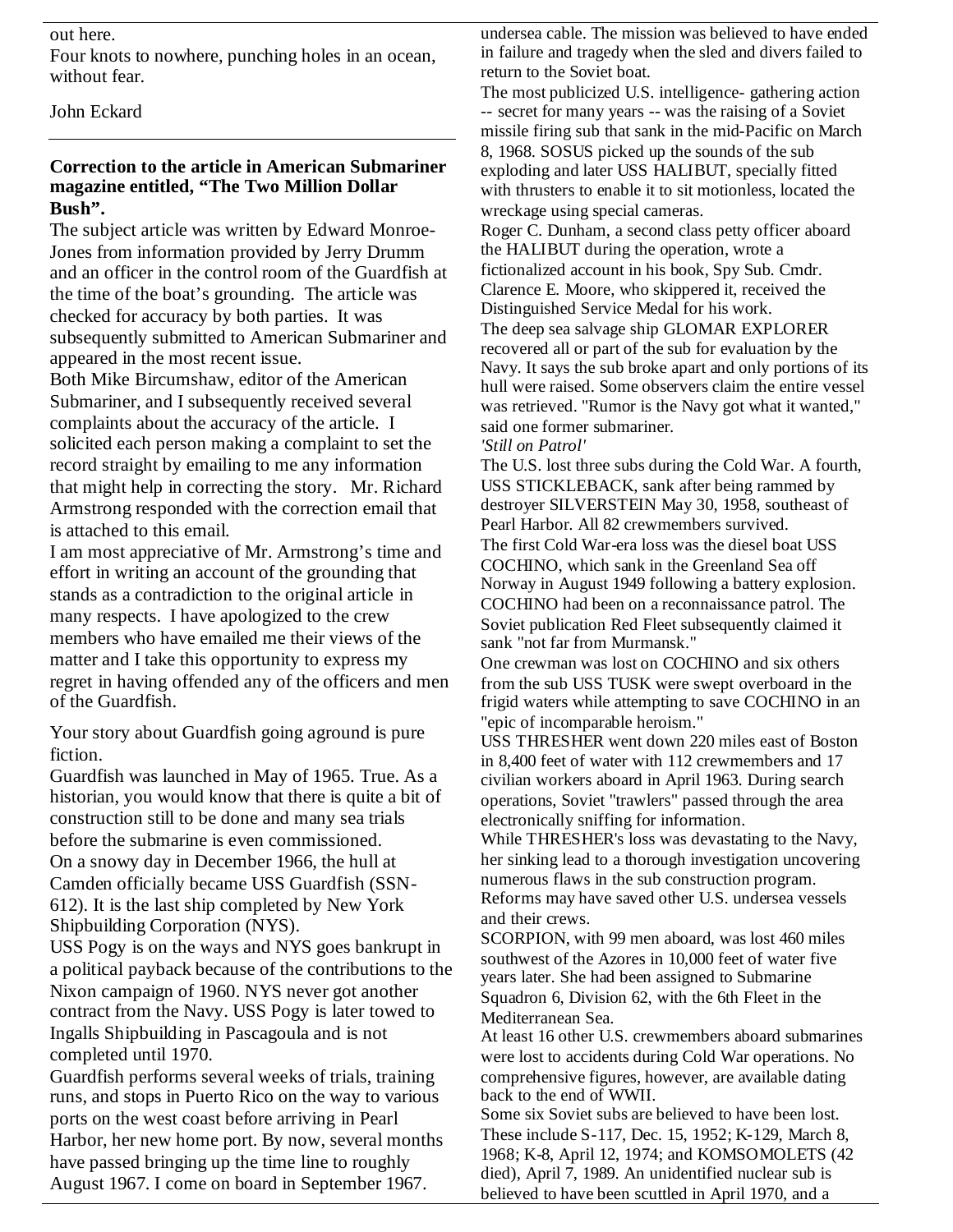out here.
Four knots to nowhere, punching holes in an ocean, without fear.

John Eckard

**Correction to the article in American Submariner magazine entitled, "The Two Million Dollar Bush".**

The subject article was written by Edward Monroe-Jones from information provided by Jerry Drumm and an officer in the control room of the Guardfish at the time of the boat's grounding. The article was checked for accuracy by both parties. It was subsequently submitted to American Submariner and appeared in the most recent issue.

Both Mike Bircumshaw, editor of the American Submariner, and I subsequently received several complaints about the accuracy of the article. I solicited each person making a complaint to set the record straight by emailing to me any information that might help in correcting the story. Mr. Richard Armstrong responded with the correction email that is attached to this email.

I am most appreciative of Mr. Armstrong's time and effort in writing an account of the grounding that stands as a contradiction to the original article in many respects. I have apologized to the crew members who have emailed me their views of the matter and I take this opportunity to express my regret in having offended any of the officers and men of the Guardfish.

Your story about Guardfish going aground is pure fiction.

Guardfish was launched in May of 1965. True. As a historian, you would know that there is quite a bit of construction still to be done and many sea trials before the submarine is even commissioned.

On a snowy day in December 1966, the hull at Camden officially became USS Guardfish (SSN-612). It is the last ship completed by New York Shipbuilding Corporation (NYS).

USS Pogy is on the ways and NYS goes bankrupt in a political payback because of the contributions to the Nixon campaign of 1960. NYS never got another contract from the Navy. USS Pogy is later towed to Ingalls Shipbuilding in Pascagoula and is not completed until 1970.

Guardfish performs several weeks of trials, training runs, and stops in Puerto Rico on the way to various ports on the west coast before arriving in Pearl Harbor, her new home port. By now, several months have passed bringing up the time line to roughly August 1967. I come on board in September 1967.

undersea cable. The mission was believed to have ended in failure and tragedy when the sled and divers failed to return to the Soviet boat.

The most publicized U.S. intelligence- gathering action -- secret for many years -- was the raising of a Soviet missile firing sub that sank in the mid-Pacific on March 8, 1968. SOSUS picked up the sounds of the sub exploding and later USS HALIBUT, specially fitted with thrusters to enable it to sit motionless, located the wreckage using special cameras.

Roger C. Dunham, a second class petty officer aboard the HALIBUT during the operation, wrote a fictionalized account in his book, Spy Sub. Cmdr. Clarence E. Moore, who skippered it, received the Distinguished Service Medal for his work.

The deep sea salvage ship GLOMAR EXPLORER recovered all or part of the sub for evaluation by the Navy. It says the sub broke apart and only portions of its hull were raised. Some observers claim the entire vessel was retrieved. "Rumor is the Navy got what it wanted," said one former submariner.

*'Still on Patrol'*

The U.S. lost three subs during the Cold War. A fourth, USS STICKLEBACK, sank after being rammed by destroyer SILVERSTEIN May 30, 1958, southeast of Pearl Harbor. All 82 crewmembers survived.

The first Cold War-era loss was the diesel boat USS COCHINO, which sank in the Greenland Sea off Norway in August 1949 following a battery explosion. COCHINO had been on a reconnaissance patrol. The Soviet publication Red Fleet subsequently claimed it sank "not far from Murmansk."

One crewman was lost on COCHINO and six others from the sub USS TUSK were swept overboard in the frigid waters while attempting to save COCHINO in an "epic of incomparable heroism."

USS THRESHER went down 220 miles east of Boston in 8,400 feet of water with 112 crewmembers and 17 civilian workers aboard in April 1963. During search operations, Soviet "trawlers" passed through the area electronically sniffing for information.

While THRESHER's loss was devastating to the Navy, her sinking lead to a thorough investigation uncovering numerous flaws in the sub construction program. Reforms may have saved other U.S. undersea vessels and their crews.

SCORPION, with 99 men aboard, was lost 460 miles southwest of the Azores in 10,000 feet of water five years later. She had been assigned to Submarine Squadron 6, Division 62, with the 6th Fleet in the Mediterranean Sea.

At least 16 other U.S. crewmembers aboard submarines were lost to accidents during Cold War operations. No comprehensive figures, however, are available dating back to the end of WWII.

Some six Soviet subs are believed to have been lost. These include S-117, Dec. 15, 1952; K-129, March 8, 1968; K-8, April 12, 1974; and KOMSOMOLETS (42 died), April 7, 1989. An unidentified nuclear sub is believed to have been scuttled in April 1970, and a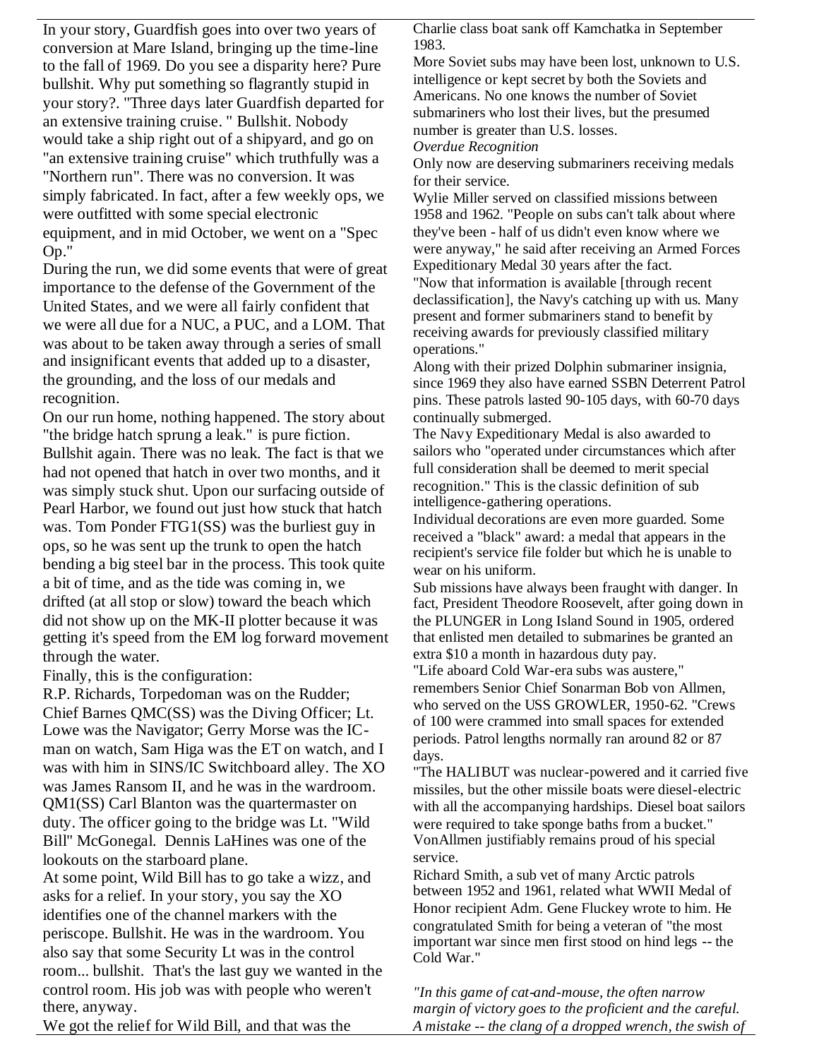In your story, Guardfish goes into over two years of conversion at Mare Island, bringing up the time-line to the fall of 1969. Do you see a disparity here? Pure bullshit. Why put something so flagrantly stupid in your story?. "Three days later Guardfish departed for an extensive training cruise. " Bullshit. Nobody would take a ship right out of a shipyard, and go on "an extensive training cruise" which truthfully was a "Northern run". There was no conversion. It was simply fabricated. In fact, after a few weekly ops, we were outfitted with some special electronic equipment, and in mid October, we went on a "Spec Op."

During the run, we did some events that were of great importance to the defense of the Government of the United States, and we were all fairly confident that we were all due for a NUC, a PUC, and a LOM. That was about to be taken away through a series of small and insignificant events that added up to a disaster, the grounding, and the loss of our medals and recognition.

On our run home, nothing happened. The story about "the bridge hatch sprung a leak." is pure fiction. Bullshit again. There was no leak. The fact is that we had not opened that hatch in over two months, and it was simply stuck shut. Upon our surfacing outside of Pearl Harbor, we found out just how stuck that hatch was. Tom Ponder FTG1(SS) was the burliest guy in ops, so he was sent up the trunk to open the hatch bending a big steel bar in the process. This took quite a bit of time, and as the tide was coming in, we drifted (at all stop or slow) toward the beach which did not show up on the MK-II plotter because it was getting it's speed from the EM log forward movement through the water.

Finally, this is the configuration:

R.P. Richards, Torpedoman was on the Rudder; Chief Barnes QMC(SS) was the Diving Officer; Lt. Lowe was the Navigator; Gerry Morse was the IC-man on watch, Sam Higa was the ET on watch, and I was with him in SINS/IC Switchboard alley. The XO was James Ransom II, and he was in the wardroom. QM1(SS) Carl Blanton was the quartermaster on duty. The officer going to the bridge was Lt. "Wild Bill" McGonegal. Dennis LaHines was one of the lookouts on the starboard plane.

At some point, Wild Bill has to go take a wizz, and asks for a relief. In your story, you say the XO identifies one of the channel markers with the periscope. Bullshit. He was in the wardroom. You also say that some Security Lt was in the control room... bullshit. That's the last guy we wanted in the control room. His job was with people who weren't there, anyway.

We got the relief for Wild Bill, and that was the

Charlie class boat sank off Kamchatka in September 1983.

More Soviet subs may have been lost, unknown to U.S. intelligence or kept secret by both the Soviets and Americans. No one knows the number of Soviet submariners who lost their lives, but the presumed number is greater than U.S. losses.

*Overdue Recognition*

Only now are deserving submariners receiving medals for their service.

Wylie Miller served on classified missions between 1958 and 1962. "People on subs can't talk about where they've been - half of us didn't even know where we were anyway," he said after receiving an Armed Forces Expeditionary Medal 30 years after the fact.

"Now that information is available [through recent declassification], the Navy's catching up with us. Many present and former submariners stand to benefit by receiving awards for previously classified military operations."

Along with their prized Dolphin submariner insignia, since 1969 they also have earned SSBN Deterrent Patrol pins. These patrols lasted 90-105 days, with 60-70 days continually submerged.

The Navy Expeditionary Medal is also awarded to sailors who "operated under circumstances which after full consideration shall be deemed to merit special recognition." This is the classic definition of sub intelligence-gathering operations.

Individual decorations are even more guarded. Some received a "black" award: a medal that appears in the recipient's service file folder but which he is unable to wear on his uniform.

Sub missions have always been fraught with danger. In fact, President Theodore Roosevelt, after going down in the PLUNGER in Long Island Sound in 1905, ordered that enlisted men detailed to submarines be granted an extra $10 a month in hazardous duty pay.

"Life aboard Cold War-era subs was austere," remembers Senior Chief Sonarman Bob von Allmen, who served on the USS GROWLER, 1950-62. "Crews of 100 were crammed into small spaces for extended periods. Patrol lengths normally ran around 82 or 87 days.

"The HALIBUT was nuclear-powered and it carried five missiles, but the other missile boats were diesel-electric with all the accompanying hardships. Diesel boat sailors were required to take sponge baths from a bucket." VonAllmen justifiably remains proud of his special service.

Richard Smith, a sub vet of many Arctic patrols between 1952 and 1961, related what WWII Medal of Honor recipient Adm. Gene Fluckey wrote to him. He congratulated Smith for being a veteran of "the most important war since men first stood on hind legs -- the Cold War."

*"In this game of cat-and-mouse, the often narrow margin of victory goes to the proficient and the careful. A mistake -- the clang of a dropped wrench, the swish of*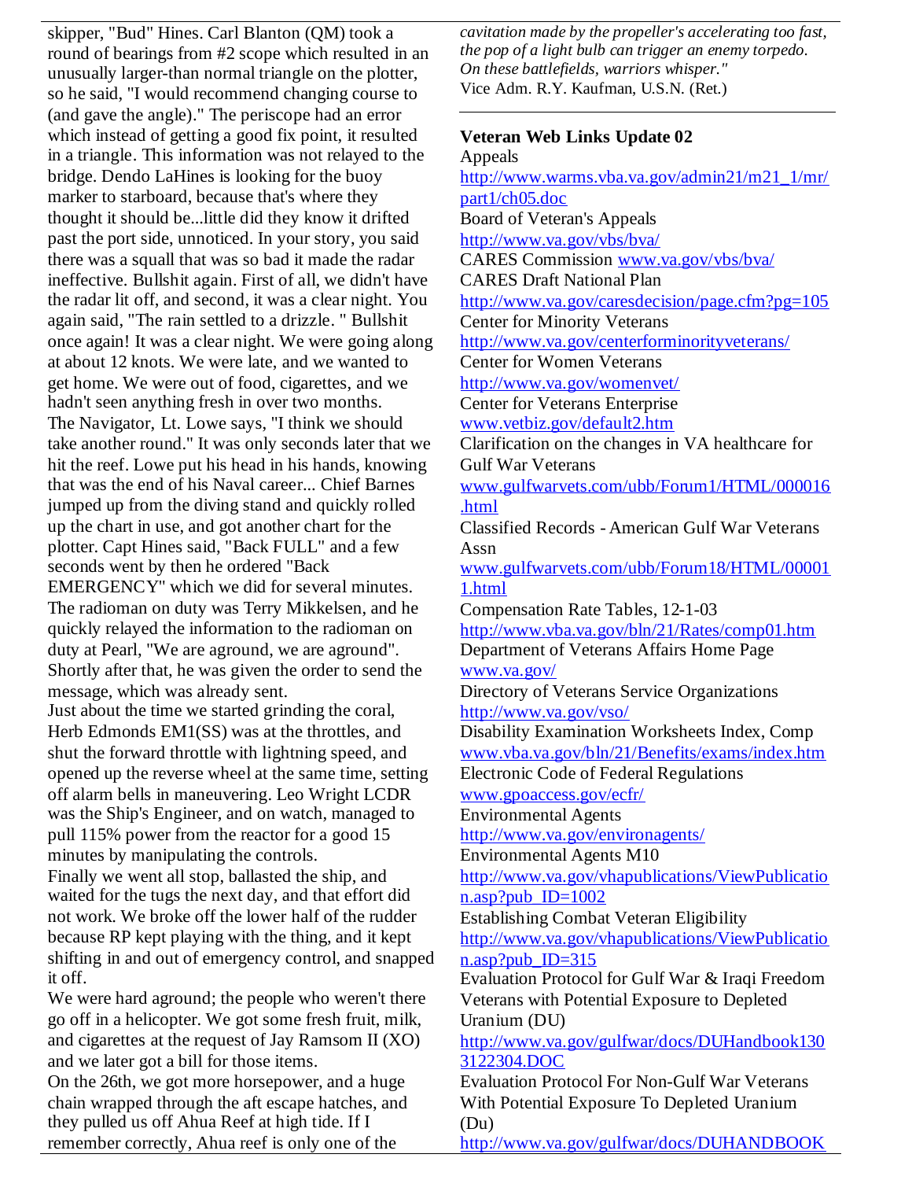skipper, "Bud" Hines. Carl Blanton (QM) took a round of bearings from #2 scope which resulted in an unusually larger-than normal triangle on the plotter, so he said, "I would recommend changing course to (and gave the angle)." The periscope had an error which instead of getting a good fix point, it resulted in a triangle. This information was not relayed to the bridge. Dendo LaHines is looking for the buoy marker to starboard, because that's where they thought it should be...little did they know it drifted past the port side, unnoticed. In your story, you said there was a squall that was so bad it made the radar ineffective. Bullshit again. First of all, we didn't have the radar lit off, and second, it was a clear night. You again said, "The rain settled to a drizzle. " Bullshit once again! It was a clear night. We were going along at about 12 knots. We were late, and we wanted to get home. We were out of food, cigarettes, and we hadn't seen anything fresh in over two months.

The Navigator, Lt. Lowe says, "I think we should take another round." It was only seconds later that we hit the reef. Lowe put his head in his hands, knowing that was the end of his Naval career... Chief Barnes jumped up from the diving stand and quickly rolled up the chart in use, and got another chart for the plotter. Capt Hines said, "Back FULL" and a few seconds went by then he ordered "Back EMERGENCY" which we did for several minutes. The radioman on duty was Terry Mikkelsen, and he quickly relayed the information to the radioman on duty at Pearl, "We are aground, we are aground". Shortly after that, he was given the order to send the message, which was already sent.

Just about the time we started grinding the coral, Herb Edmonds EM1(SS) was at the throttles, and shut the forward throttle with lightning speed, and opened up the reverse wheel at the same time, setting off alarm bells in maneuvering. Leo Wright LCDR was the Ship's Engineer, and on watch, managed to pull 115% power from the reactor for a good 15 minutes by manipulating the controls.

Finally we went all stop, ballasted the ship, and waited for the tugs the next day, and that effort did not work. We broke off the lower half of the rudder because RP kept playing with the thing, and it kept shifting in and out of emergency control, and snapped it off.

We were hard aground; the people who weren't there go off in a helicopter. We got some fresh fruit, milk, and cigarettes at the request of Jay Ramsom II (XO) and we later got a bill for those items.

On the 26th, we got more horsepower, and a huge chain wrapped through the aft escape hatches, and they pulled us off Ahua Reef at high tide. If I remember correctly, Ahua reef is only one of the

*cavitation made by the propeller's accelerating too fast, the pop of a light bulb can trigger an enemy torpedo. On these battlefields, warriors whisper."*
Vice Adm. R.Y. Kaufman, U.S.N. (Ret.)

---

**Veteran Web Links Update 02**

Appeals
http://www.warms.vba.va.gov/admin21/m21_1/mr/part1/ch05.doc

Board of Veteran's Appeals
http://www.va.gov/vbs/bva/

CARES Commission www.va.gov/vbs/bva/

CARES Draft National Plan
http://www.va.gov/caresdecision/page.cfm?pg=105

Center for Minority Veterans
http://www.va.gov/centerforminorityveterans/

Center for Women Veterans
http://www.va.gov/womenvet/

Center for Veterans Enterprise
www.vetbiz.gov/default2.htm

Clarification on the changes in VA healthcare for Gulf War Veterans
www.gulfwarvets.com/ubb/Forum1/HTML/000016.html

Classified Records - American Gulf War Veterans Assn
www.gulfwarvets.com/ubb/Forum18/HTML/000011.html

Compensation Rate Tables, 12-1-03
http://www.vba.va.gov/bln/21/Rates/comp01.htm

Department of Veterans Affairs Home Page
www.va.gov/

Directory of Veterans Service Organizations
http://www.va.gov/vso/

Disability Examination Worksheets Index, Comp
www.vba.va.gov/bln/21/Benefits/exams/index.htm

Electronic Code of Federal Regulations
www.gpoaccess.gov/ecfr/

Environmental Agents
http://www.va.gov/environagents/

Environmental Agents M10
http://www.va.gov/vhapublications/ViewPublication.asp?pub_ID=1002

Establishing Combat Veteran Eligibility
http://www.va.gov/vhapublications/ViewPublication.asp?pub_ID=315

Evaluation Protocol for Gulf War & Iraqi Freedom Veterans with Potential Exposure to Depleted Uranium (DU)
http://www.va.gov/gulfwar/docs/DUHandbook1303122304.DOC

Evaluation Protocol For Non-Gulf War Veterans With Potential Exposure To Depleted Uranium (Du)
http://www.va.gov/gulfwar/docs/DUHANDBOOK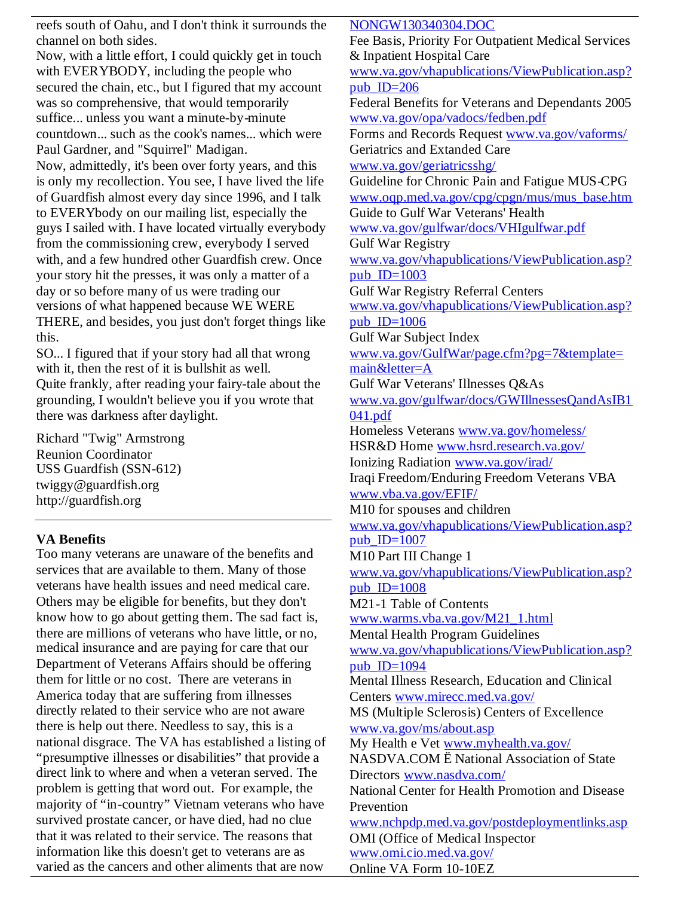reefs south of Oahu, and I don't think it surrounds the channel on both sides.

Now, with a little effort, I could quickly get in touch with EVERYBODY, including the people who secured the chain, etc., but I figured that my account was so comprehensive, that would temporarily suffice... unless you want a minute-by-minute countdown... such as the cook's names... which were Paul Gardner, and "Squirrel" Madigan.

Now, admittedly, it's been over forty years, and this is only my recollection. You see, I have lived the life of Guardfish almost every day since 1996, and I talk to EVERYbody on our mailing list, especially the guys I sailed with. I have located virtually everybody from the commissioning crew, everybody I served with, and a few hundred other Guardfish crew. Once your story hit the presses, it was only a matter of a day or so before many of us were trading our versions of what happened because WE WERE THERE, and besides, you just don't forget things like this.

SO... I figured that if your story had all that wrong with it, then the rest of it is bullshit as well.

Quite frankly, after reading your fairy-tale about the grounding, I wouldn't believe you if you wrote that there was darkness after daylight.

Richard "Twig" Armstrong
Reunion Coordinator
USS Guardfish (SSN-612)
twiggy@guardfish.org
http://guardfish.org

---

**VA Benefits**

Too many veterans are unaware of the benefits and services that are available to them. Many of those veterans have health issues and need medical care. Others may be eligible for benefits, but they don't know how to go about getting them. The sad fact is, there are millions of veterans who have little, or no, medical insurance and are paying for care that our Department of Veterans Affairs should be offering them for little or no cost. There are veterans in America today that are suffering from illnesses directly related to their service who are not aware there is help out there. Needless to say, this is a national disgrace. The VA has established a listing of "presumptive illnesses or disabilities" that provide a direct link to where and when a veteran served. The problem is getting that word out. For example, the majority of "in-country" Vietnam veterans who have survived prostate cancer, or have died, had no clue that it was related to their service. The reasons that information like this doesn't get to veterans are as varied as the cancers and other aliments that are now

NONGW130340304.DOC
Fee Basis, Priority For Outpatient Medical Services & Inpatient Hospital Care www.va.gov/vhapublications/ViewPublication.asp?pub_ID=206
Federal Benefits for Veterans and Dependants 2005 www.va.gov/opa/vadocs/fedben.pdf
Forms and Records Request www.va.gov/vaforms/
Geriatrics and Extanded Care www.va.gov/geriatricsshg/
Guideline for Chronic Pain and Fatigue MUS-CPG www.oqp.med.va.gov/cpg/cpgn/mus/mus_base.htm
Guide to Gulf War Veterans' Health www.va.gov/gulfwar/docs/VHIgulfwar.pdf
Gulf War Registry www.va.gov/vhapublications/ViewPublication.asp?pub_ID=1003
Gulf War Registry Referral Centers www.va.gov/vhapublications/ViewPublication.asp?pub_ID=1006
Gulf War Subject Index www.va.gov/GulfWar/page.cfm?pg=7&template=main&letter=A
Gulf War Veterans' Illnesses Q&As www.va.gov/gulfwar/docs/GWIllnessesQandAsIB1041.pdf
Homeless Veterans www.va.gov/homeless/
HSR&D Home www.hsrd.research.va.gov/
Ionizing Radiation www.va.gov/irad/
Iraqi Freedom/Enduring Freedom Veterans VBA www.vba.va.gov/EFIF/
M10 for spouses and children www.va.gov/vhapublications/ViewPublication.asp?pub_ID=1007
M10 Part III Change 1 www.va.gov/vhapublications/ViewPublication.asp?pub_ID=1008
M21-1 Table of Contents www.warms.vba.va.gov/M21_1.html
Mental Health Program Guidelines www.va.gov/vhapublications/ViewPublication.asp?pub_ID=1094
Mental Illness Research, Education and Clinical Centers www.mirecc.med.va.gov/
MS (Multiple Sclerosis) Centers of Excellence www.va.gov/ms/about.asp
My Health e Vet www.myhealth.va.gov/
NASDVA.COM Ë National Association of State Directors www.nasdva.com/
National Center for Health Promotion and Disease Prevention www.nchpdp.med.va.gov/postdeploymentlinks.asp
OMI (Office of Medical Inspector www.omi.cio.med.va.gov/
Online VA Form 10-10EZ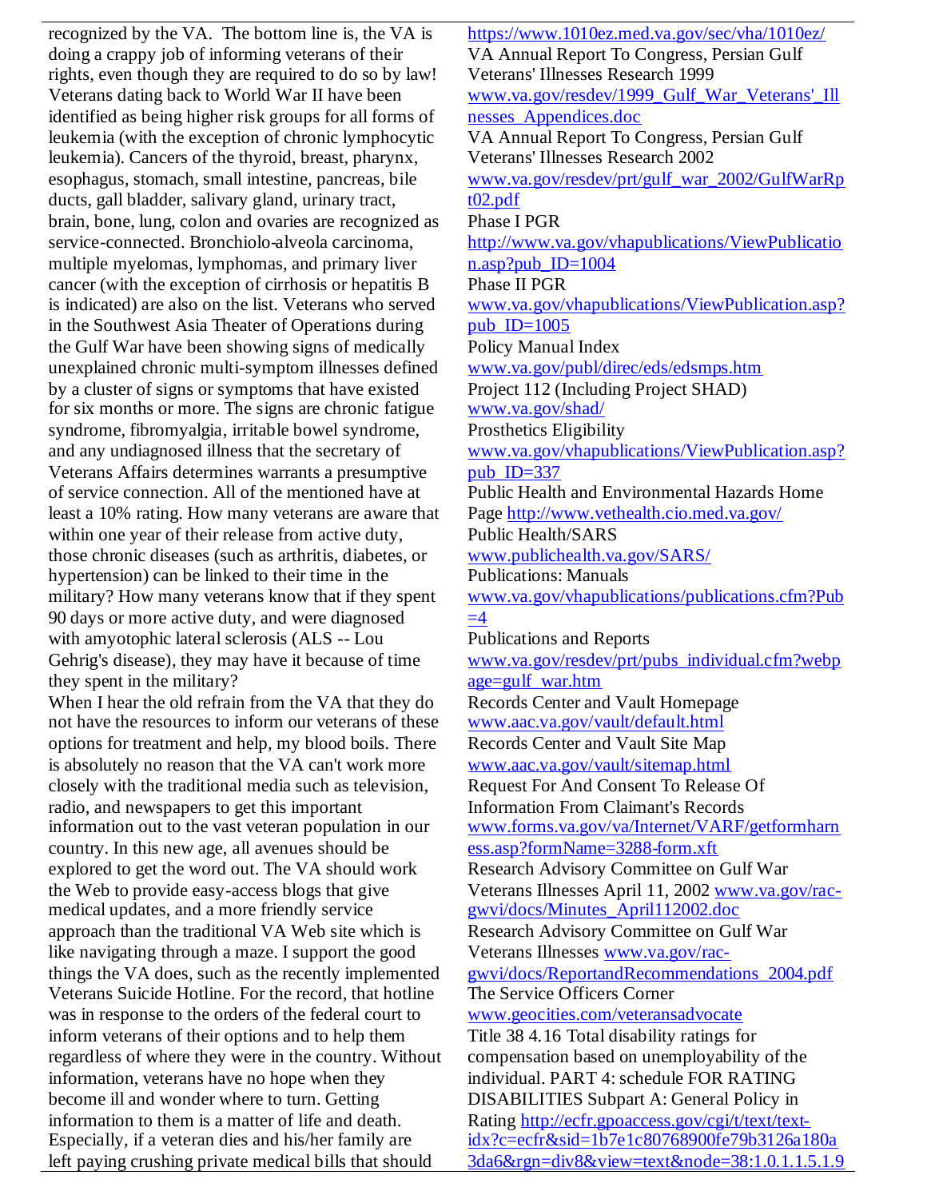recognized by the VA. The bottom line is, the VA is doing a crappy job of informing veterans of their rights, even though they are required to do so by law! Veterans dating back to World War II have been identified as being higher risk groups for all forms of leukemia (with the exception of chronic lymphocytic leukemia). Cancers of the thyroid, breast, pharynx, esophagus, stomach, small intestine, pancreas, bile ducts, gall bladder, salivary gland, urinary tract, brain, bone, lung, colon and ovaries are recognized as service-connected. Bronchiolo-alveola carcinoma, multiple myelomas, lymphomas, and primary liver cancer (with the exception of cirrhosis or hepatitis B is indicated) are also on the list. Veterans who served in the Southwest Asia Theater of Operations during the Gulf War have been showing signs of medically unexplained chronic multi-symptom illnesses defined by a cluster of signs or symptoms that have existed for six months or more. The signs are chronic fatigue syndrome, fibromyalgia, irritable bowel syndrome, and any undiagnosed illness that the secretary of Veterans Affairs determines warrants a presumptive of service connection. All of the mentioned have at least a 10% rating. How many veterans are aware that within one year of their release from active duty, those chronic diseases (such as arthritis, diabetes, or hypertension) can be linked to their time in the military? How many veterans know that if they spent 90 days or more active duty, and were diagnosed with amyotophic lateral sclerosis (ALS -- Lou Gehrig's disease), they may have it because of time they spent in the military?

When I hear the old refrain from the VA that they do not have the resources to inform our veterans of these options for treatment and help, my blood boils. There is absolutely no reason that the VA can't work more closely with the traditional media such as television, radio, and newspapers to get this important information out to the vast veteran population in our country. In this new age, all avenues should be explored to get the word out. The VA should work the Web to provide easy-access blogs that give medical updates, and a more friendly service approach than the traditional VA Web site which is like navigating through a maze. I support the good things the VA does, such as the recently implemented Veterans Suicide Hotline. For the record, that hotline was in response to the orders of the federal court to inform veterans of their options and to help them regardless of where they were in the country. Without information, veterans have no hope when they become ill and wonder where to turn. Getting information to them is a matter of life and death. Especially, if a veteran dies and his/her family are left paying crushing private medical bills that should

https://www.1010ez.med.va.gov/sec/vha/1010ez/

VA Annual Report To Congress, Persian Gulf Veterans' Illnesses Research 1999
www.va.gov/resdev/1999_Gulf_War_Veterans'_Illnesses_Appendices.doc

VA Annual Report To Congress, Persian Gulf Veterans' Illnesses Research 2002
www.va.gov/resdev/prt/gulf_war_2002/GulfWarRpt02.pdf

Phase I PGR
http://www.va.gov/vhapublications/ViewPublication.asp?pub_ID=1004

Phase II PGR
www.va.gov/vhapublications/ViewPublication.asp?pub_ID=1005

Policy Manual Index
www.va.gov/publ/direc/eds/edsmps.htm

Project 112 (Including Project SHAD)
www.va.gov/shad/

Prosthetics Eligibility
www.va.gov/vhapublications/ViewPublication.asp?pub_ID=337

Public Health and Environmental Hazards Home Page http://www.vethealth.cio.med.va.gov/

Public Health/SARS
www.publichealth.va.gov/SARS/

Publications: Manuals
www.va.gov/vhapublications/publications.cfm?Pub=4

Publications and Reports
www.va.gov/resdev/prt/pubs_individual.cfm?webpage=gulf_war.htm

Records Center and Vault Homepage
www.aac.va.gov/vault/default.html

Records Center and Vault Site Map
www.aac.va.gov/vault/sitemap.html

Request For And Consent To Release Of Information From Claimant's Records
www.forms.va.gov/va/Internet/VARF/getformharness.asp?formName=3288-form.xft

Research Advisory Committee on Gulf War Veterans Illnesses April 11, 2002 www.va.gov/rac-gwvi/docs/Minutes_April112002.doc

Research Advisory Committee on Gulf War Veterans Illnesses www.va.gov/rac-gwvi/docs/ReportandRecommendations_2004.pdf

The Service Officers Corner
www.geocities.com/veteransadvocate

Title 38 4.16 Total disability ratings for compensation based on unemployability of the individual. PART 4: schedule FOR RATING DISABILITIES Subpart A: General Policy in Rating http://ecfr.gpoaccess.gov/cgi/t/text/text-idx?c=ecfr&sid=1b7e1c80768900fe79b3126a180a3da6&rgn=div8&view=text&node=38:1.0.1.1.5.1.9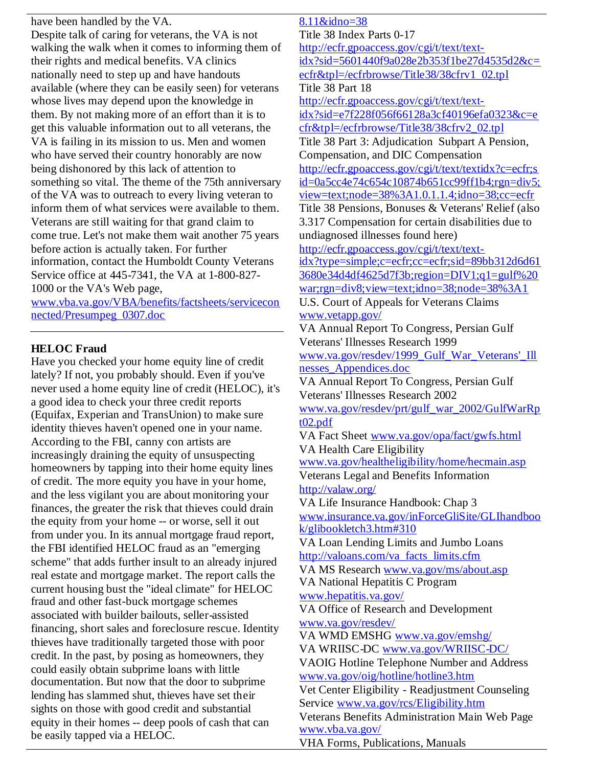have been handled by the VA.

Despite talk of caring for veterans, the VA is not walking the walk when it comes to informing them of their rights and medical benefits. VA clinics nationally need to step up and have handouts available (where they can be easily seen) for veterans whose lives may depend upon the knowledge in them. By not making more of an effort than it is to get this valuable information out to all veterans, the VA is failing in its mission to us. Men and women who have served their country honorably are now being dishonored by this lack of attention to something so vital. The theme of the 75th anniversary of the VA was to outreach to every living veteran to inform them of what services were available to them. Veterans are still waiting for that grand claim to come true. Let's not make them wait another 75 years before action is actually taken. For further information, contact the Humboldt County Veterans Service office at 445-7341, the VA at 1-800-827-1000 or the VA's Web page, www.vba.va.gov/VBA/benefits/factsheets/serviceconnected/Presumpeg_0307.doc

---

**HELOC Fraud**

Have you checked your home equity line of credit lately? If not, you probably should. Even if you've never used a home equity line of credit (HELOC), it's a good idea to check your three credit reports (Equifax, Experian and TransUnion) to make sure identity thieves haven't opened one in your name. According to the FBI, canny con artists are increasingly draining the equity of unsuspecting homeowners by tapping into their home equity lines of credit. The more equity you have in your home, and the less vigilant you are about monitoring your finances, the greater the risk that thieves could drain the equity from your home -- or worse, sell it out from under you. In its annual mortgage fraud report, the FBI identified HELOC fraud as an "emerging scheme" that adds further insult to an already injured real estate and mortgage market. The report calls the current housing bust the "ideal climate" for HELOC fraud and other fast-buck mortgage schemes associated with builder bailouts, seller-assisted financing, short sales and foreclosure rescue. Identity thieves have traditionally targeted those with poor credit. In the past, by posing as homeowners, they could easily obtain subprime loans with little documentation. But now that the door to subprime lending has slammed shut, thieves have set their sights on those with good credit and substantial equity in their homes -- deep pools of cash that can be easily tapped via a HELOC.

8.11&idno=38

Title 38 Index Parts 0-17
http://ecfr.gpoaccess.gov/cgi/t/text/text-idx?sid=5601440f9a028e2b353f1be27d4535d2&c=ecfr&tpl=/ecfrbrowse/Title38/38cfrv1_02.tpl

Title 38 Part 18
http://ecfr.gpoaccess.gov/cgi/t/text/text-idx?sid=e7f228f056f66128a3cf40196efa0323&c=ecfr&tpl=/ecfrbrowse/Title38/38cfrv2_02.tpl

Title 38 Part 3: Adjudication Subpart A Pension, Compensation, and DIC Compensation
http://ecfr.gpoaccess.gov/cgi/t/text/textidx?c=ecfr;sid=0a5cc4e74c654c10874b651cc99ff1b4;rgn=div5;view=text;node=38%3A1.0.1.1.4;idno=38;cc=ecfr

Title 38 Pensions, Bonuses & Veterans' Relief (also 3.317 Compensation for certain disabilities due to undiagnosed illnesses found here)
http://ecfr.gpoaccess.gov/cgi/t/text/text-idx?type=simple;c=ecfr;cc=ecfr;sid=89bb312d6d613680e34d4df4625d7f3b;region=DIV1;q1=gulf%20war;rgn=div8;view=text;idno=38;node=38%3A1

U.S. Court of Appeals for Veterans Claims www.vetapp.gov/

VA Annual Report To Congress, Persian Gulf Veterans' Illnesses Research 1999
www.va.gov/resdev/1999_Gulf_War_Veterans'_Illnesses_Appendices.doc

VA Annual Report To Congress, Persian Gulf Veterans' Illnesses Research 2002
www.va.gov/resdev/prt/gulf_war_2002/GulfWarRpt02.pdf

VA Fact Sheet www.va.gov/opa/fact/gwfs.html

VA Health Care Eligibility
www.va.gov/healtheligibility/home/hecmain.asp

Veterans Legal and Benefits Information
http://valaw.org/

VA Life Insurance Handbook: Chap 3
www.insurance.va.gov/inForceGliSite/GLIhandbook/glibookletch3.htm#310

VA Loan Lending Limits and Jumbo Loans
http://valoans.com/va_facts_limits.cfm

VA MS Research www.va.gov/ms/about.asp

VA National Hepatitis C Program
www.hepatitis.va.gov/

VA Office of Research and Development
www.va.gov/resdev/

VA WMD EMSHG www.va.gov/emshg/

VA WRIISC-DC www.va.gov/WRIISC-DC/

VAOIG Hotline Telephone Number and Address
www.va.gov/oig/hotline/hotline3.htm

Vet Center Eligibility - Readjustment Counseling Service www.va.gov/rcs/Eligibility.htm

Veterans Benefits Administration Main Web Page
www.vba.va.gov/

VHA Forms, Publications, Manuals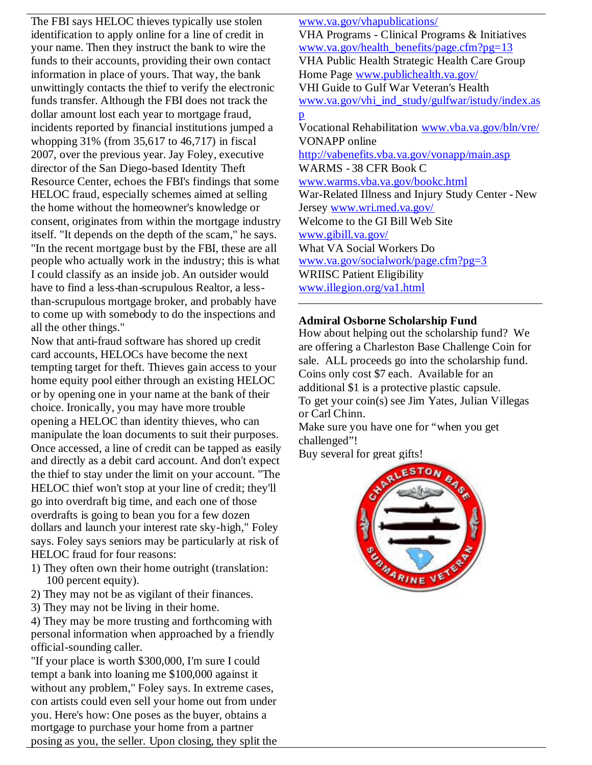The FBI says HELOC thieves typically use stolen identification to apply online for a line of credit in your name. Then they instruct the bank to wire the funds to their accounts, providing their own contact information in place of yours. That way, the bank unwittingly contacts the thief to verify the electronic funds transfer. Although the FBI does not track the dollar amount lost each year to mortgage fraud, incidents reported by financial institutions jumped a whopping 31% (from 35,617 to 46,717) in fiscal 2007, over the previous year. Jay Foley, executive director of the San Diego-based Identity Theft Resource Center, echoes the FBI's findings that some HELOC fraud, especially schemes aimed at selling the home without the homeowner's knowledge or consent, originates from within the mortgage industry itself. "It depends on the depth of the scam," he says. "In the recent mortgage bust by the FBI, these are all people who actually work in the industry; this is what I could classify as an inside job. An outsider would have to find a less-than-scrupulous Realtor, a less-than-scrupulous mortgage broker, and probably have to come up with somebody to do the inspections and all the other things."

Now that anti-fraud software has shored up credit card accounts, HELOCs have become the next tempting target for theft. Thieves gain access to your home equity pool either through an existing HELOC or by opening one in your name at the bank of their choice. Ironically, you may have more trouble opening a HELOC than identity thieves, who can manipulate the loan documents to suit their purposes. Once accessed, a line of credit can be tapped as easily and directly as a debit card account. And don't expect the thief to stay under the limit on your account. "The HELOC thief won't stop at your line of credit; they'll go into overdraft big time, and each one of those overdrafts is going to bean you for a few dozen dollars and launch your interest rate sky-high," Foley says. Foley says seniors may be particularly at risk of HELOC fraud for four reasons:

1) They often own their home outright (translation: 100 percent equity).
2) They may not be as vigilant of their finances.
3) They may not be living in their home.
4) They may be more trusting and forthcoming with personal information when approached by a friendly official-sounding caller.

"If your place is worth $300,000, I'm sure I could tempt a bank into loaning me $100,000 against it without any problem," Foley says. In extreme cases, con artists could even sell your home out from under you. Here's how: One poses as the buyer, obtains a mortgage to purchase your home from a partner posing as you, the seller. Upon closing, they split the

www.va.gov/vhapublications/
VHA Programs - Clinical Programs & Initiatives www.va.gov/health_benefits/page.cfm?pg=13
VHA Public Health Strategic Health Care Group Home Page www.publichealth.va.gov/
VHI Guide to Gulf War Veteran's Health www.va.gov/vhi_ind_study/gulfwar/istudy/index.asp
Vocational Rehabilitation www.vba.va.gov/bln/vre/
VONAPP online http://vabenefits.vba.va.gov/vonapp/main.asp
WARMS - 38 CFR Book C www.warms.vba.va.gov/bookc.html
War-Related Illness and Injury Study Center - New Jersey www.wri.med.va.gov/
Welcome to the GI Bill Web Site www.gibill.va.gov/
What VA Social Workers Do www.va.gov/socialwork/page.cfm?pg=3
WRIISC Patient Eligibility www.illegion.org/va1.html

---

**Admiral Osborne Scholarship Fund**

How about helping out the scholarship fund? We are offering a Charleston Base Challenge Coin for sale. ALL proceeds go into the scholarship fund. Coins only cost $7 each. Available for an additional $1 is a protective plastic capsule.
To get your coin(s) see Jim Yates, Julian Villegas or Carl Chinn.
Make sure you have one for "when you get challenged"!
Buy several for great gifts!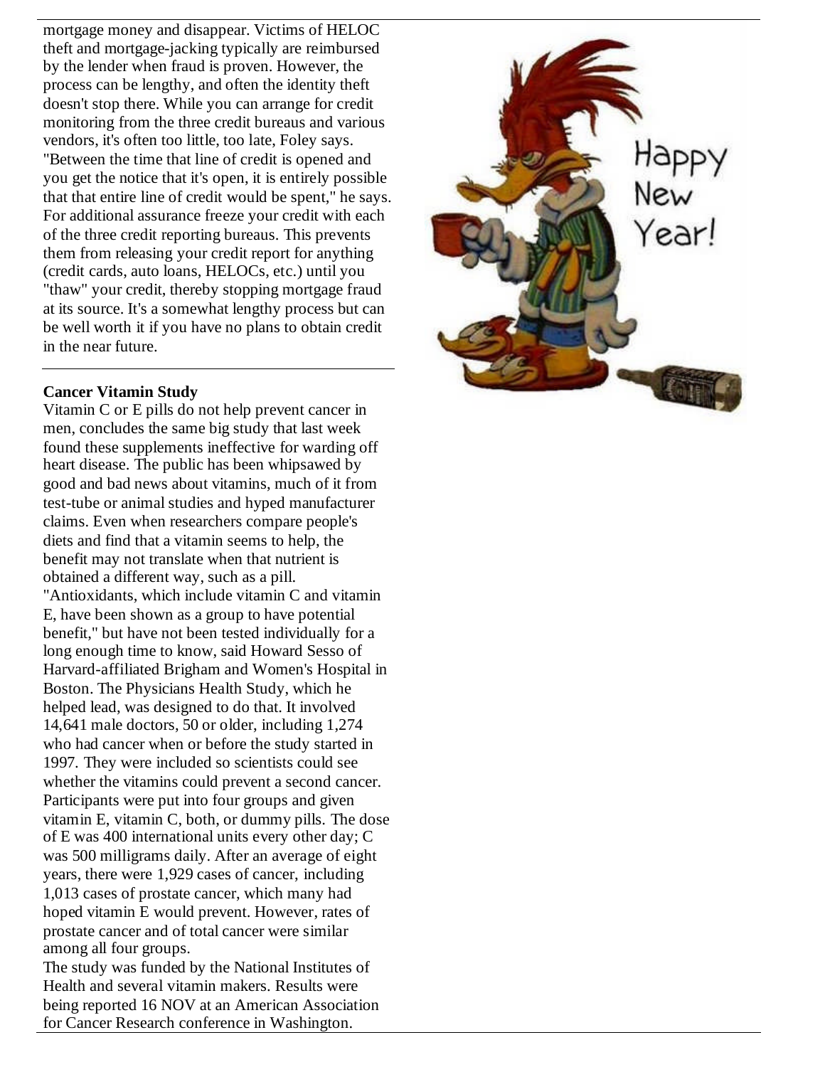mortgage money and disappear. Victims of HELOC theft and mortgage-jacking typically are reimbursed by the lender when fraud is proven. However, the process can be lengthy, and often the identity theft doesn't stop there. While you can arrange for credit monitoring from the three credit bureaus and various vendors, it's often too little, too late, Foley says. "Between the time that line of credit is opened and you get the notice that it's open, it is entirely possible that that entire line of credit would be spent," he says. For additional assurance freeze your credit with each of the three credit reporting bureaus. This prevents them from releasing your credit report for anything (credit cards, auto loans, HELOCs, etc.) until you "thaw" your credit, thereby stopping mortgage fraud at its source. It's a somewhat lengthy process but can be well worth it if you have no plans to obtain credit in the near future.

---

**Cancer Vitamin Study**

Vitamin C or E pills do not help prevent cancer in men, concludes the same big study that last week found these supplements ineffective for warding off heart disease. The public has been whipsawed by good and bad news about vitamins, much of it from test-tube or animal studies and hyped manufacturer claims. Even when researchers compare people's diets and find that a vitamin seems to help, the benefit may not translate when that nutrient is obtained a different way, such as a pill. "Antioxidants, which include vitamin C and vitamin E, have been shown as a group to have potential benefit," but have not been tested individually for a long enough time to know, said Howard Sesso of Harvard-affiliated Brigham and Women's Hospital in Boston. The Physicians Health Study, which he helped lead, was designed to do that. It involved 14,641 male doctors, 50 or older, including 1,274 who had cancer when or before the study started in 1997. They were included so scientists could see whether the vitamins could prevent a second cancer. Participants were put into four groups and given vitamin E, vitamin C, both, or dummy pills. The dose of E was 400 international units every other day; C was 500 milligrams daily. After an average of eight years, there were 1,929 cases of cancer, including 1,013 cases of prostate cancer, which many had hoped vitamin E would prevent. However, rates of prostate cancer and of total cancer were similar among all four groups.

The study was funded by the National Institutes of Health and several vitamin makers. Results were being reported 16 NOV at an American Association for Cancer Research conference in Washington.

Happy New Year!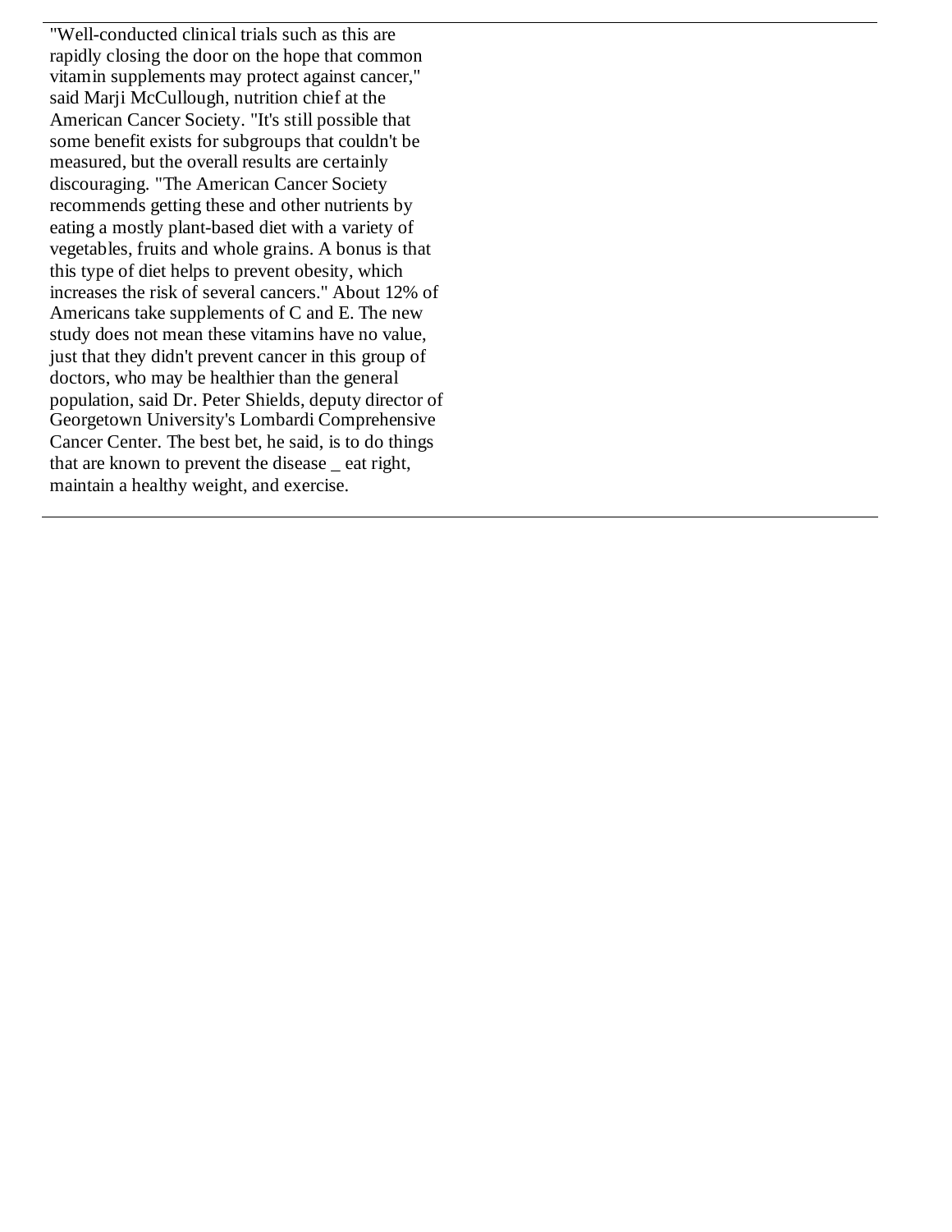"Well-conducted clinical trials such as this are rapidly closing the door on the hope that common vitamin supplements may protect against cancer," said Marji McCullough, nutrition chief at the American Cancer Society. "It's still possible that some benefit exists for subgroups that couldn't be measured, but the overall results are certainly discouraging. "The American Cancer Society recommends getting these and other nutrients by eating a mostly plant-based diet with a variety of vegetables, fruits and whole grains. A bonus is that this type of diet helps to prevent obesity, which increases the risk of several cancers." About 12% of Americans take supplements of C and E. The new study does not mean these vitamins have no value, just that they didn't prevent cancer in this group of doctors, who may be healthier than the general population, said Dr. Peter Shields, deputy director of Georgetown University's Lombardi Comprehensive Cancer Center. The best bet, he said, is to do things that are known to prevent the disease _ eat right, maintain a healthy weight, and exercise.